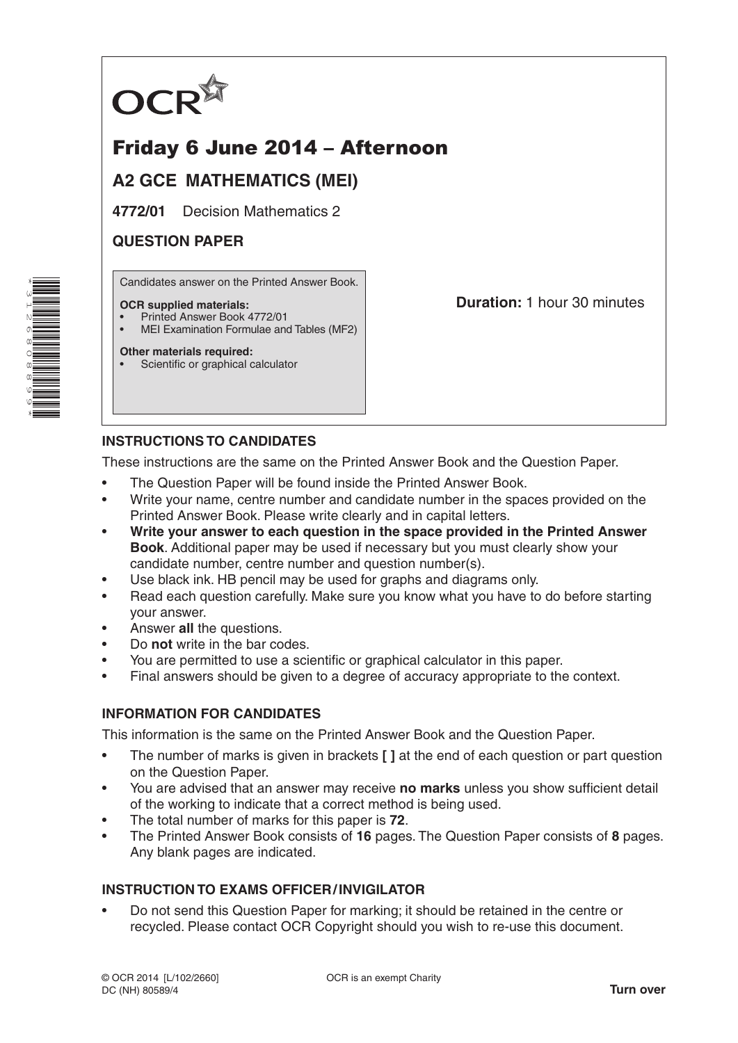# OCR

## Friday 6 June 2014 – Afternoon

### A2 GCE MATHEMATICS (MEI)

**4772/01** Decision Mathematics 2

### QUESTION PAPER

Candidates answer on the Printed Answer Book.

**OCR supplied materials:**
- Printed Answer Book 4772/01
- MEI Examination Formulae and Tables (MF2)

**Other materials required:**
- Scientific or graphical calculator

**Duration:** 1 hour 30 minutes

### INSTRUCTIONS TO CANDIDATES

These instructions are the same on the Printed Answer Book and the Question Paper.

- The Question Paper will be found inside the Printed Answer Book.
- Write your name, centre number and candidate number in the spaces provided on the Printed Answer Book. Please write clearly and in capital letters.
- **Write your answer to each question in the space provided in the Printed Answer Book**. Additional paper may be used if necessary but you must clearly show your candidate number, centre number and question number(s).
- Use black ink. HB pencil may be used for graphs and diagrams only.
- Read each question carefully. Make sure you know what you have to do before starting your answer.
- Answer **all** the questions.
- Do **not** write in the bar codes.
- You are permitted to use a scientific or graphical calculator in this paper.
- Final answers should be given to a degree of accuracy appropriate to the context.

### INFORMATION FOR CANDIDATES

This information is the same on the Printed Answer Book and the Question Paper.

- The number of marks is given in brackets **[ ]** at the end of each question or part question on the Question Paper.
- You are advised that an answer may receive **no marks** unless you show sufficient detail of the working to indicate that a correct method is being used.
- The total number of marks for this paper is **72**.
- The Printed Answer Book consists of **16** pages. The Question Paper consists of **8** pages. Any blank pages are indicated.

### INSTRUCTION TO EXAMS OFFICER / INVIGILATOR

- Do not send this Question Paper for marking; it should be retained in the centre or recycled. Please contact OCR Copyright should you wish to re-use this document.

© OCR 2014 [L/102/2660]
DC (NH) 80589/4

OCR is an exempt Charity

**Turn over**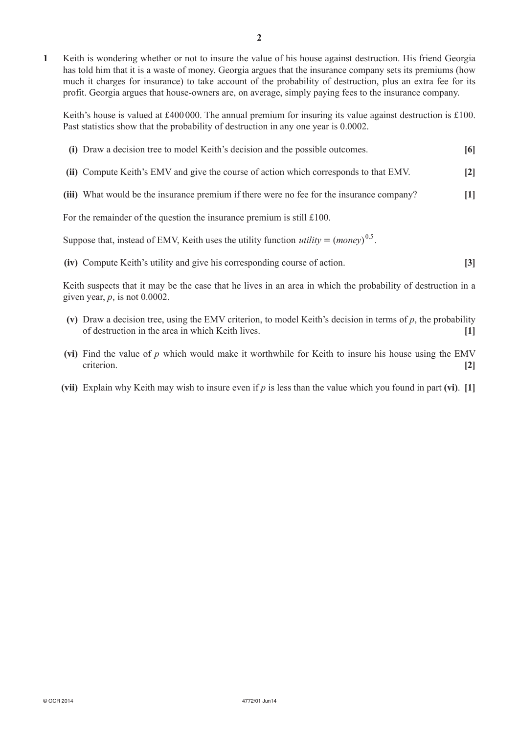**1** Keith is wondering whether or not to insure the value of his house against destruction. His friend Georgia has told him that it is a waste of money. Georgia argues that the insurance company sets its premiums (how much it charges for insurance) to take account of the probability of destruction, plus an extra fee for its profit. Georgia argues that house-owners are, on average, simply paying fees to the insurance company.

Keith's house is valued at £400 000. The annual premium for insuring its value against destruction is £100. Past statistics show that the probability of destruction in any one year is 0.0002.

**(i)** Draw a decision tree to model Keith's decision and the possible outcomes. **[6]**

**(ii)** Compute Keith's EMV and give the course of action which corresponds to that EMV. **[2]**

**(iii)** What would be the insurance premium if there were no fee for the insurance company? **[1]**

For the remainder of the question the insurance premium is still £100.

Suppose that, instead of EMV, Keith uses the utility function $utility = (money)^{0.5}$.

**(iv)** Compute Keith's utility and give his corresponding course of action. **[3]**

Keith suspects that it may be the case that he lives in an area in which the probability of destruction in a given year, $p$, is not 0.0002.

**(v)** Draw a decision tree, using the EMV criterion, to model Keith's decision in terms of $p$, the probability of destruction in the area in which Keith lives. **[1]**

**(vi)** Find the value of $p$ which would make it worthwhile for Keith to insure his house using the EMV criterion. **[2]**

**(vii)** Explain why Keith may wish to insure even if $p$ is less than the value which you found in part **(vi)**. **[1]**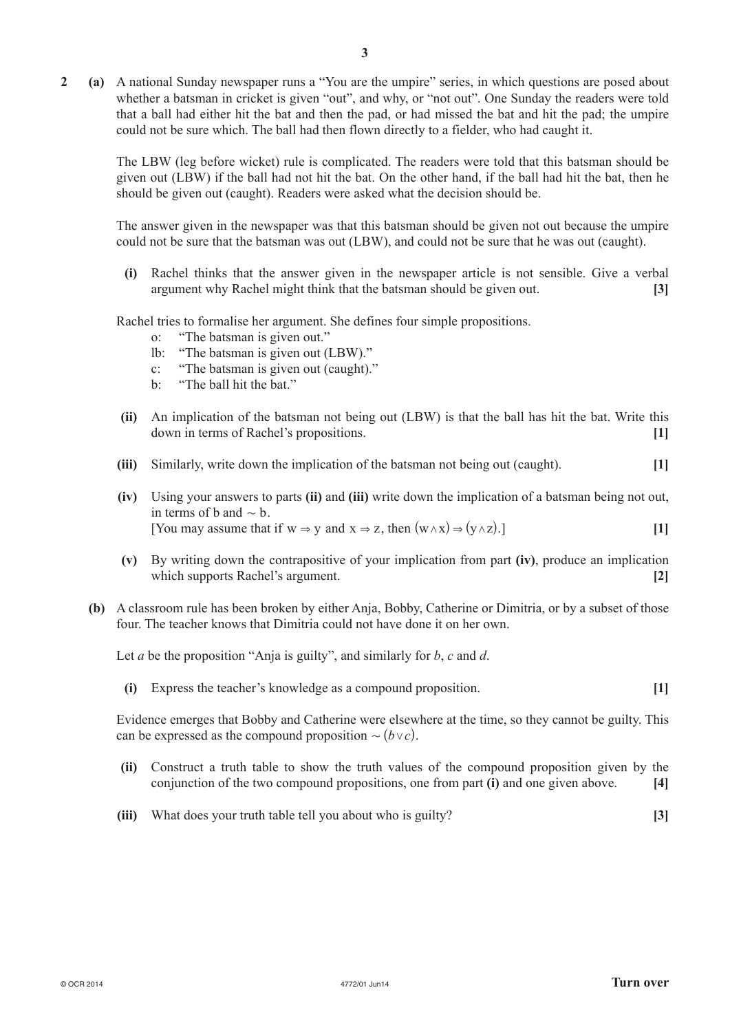**2** **(a)** A national Sunday newspaper runs a "You are the umpire" series, in which questions are posed about whether a batsman in cricket is given "out", and why, or "not out". One Sunday the readers were told that a ball had either hit the bat and then the pad, or had missed the bat and hit the pad; the umpire could not be sure which. The ball had then flown directly to a fielder, who had caught it.

The LBW (leg before wicket) rule is complicated. The readers were told that this batsman should be given out (LBW) if the ball had not hit the bat. On the other hand, if the ball had hit the bat, then he should be given out (caught). Readers were asked what the decision should be.

The answer given in the newspaper was that this batsman should be given not out because the umpire could not be sure that the batsman was out (LBW), and could not be sure that he was out (caught).

**(i)** Rachel thinks that the answer given in the newspaper article is not sensible. Give a verbal argument why Rachel might think that the batsman should be given out. **[3]**

Rachel tries to formalise her argument. She defines four simple propositions.

- o: "The batsman is given out."
- lb: "The batsman is given out (LBW)."
- c: "The batsman is given out (caught)."
- b: "The ball hit the bat."

**(ii)** An implication of the batsman not being out (LBW) is that the ball has hit the bat. Write this down in terms of Rachel's propositions. **[1]**

**(iii)** Similarly, write down the implication of the batsman not being out (caught). **[1]**

**(iv)** Using your answers to parts **(ii)** and **(iii)** write down the implication of a batsman being not out, in terms of b and $\sim$ b.
[You may assume that if $\mathrm{w} \Rightarrow \mathrm{y}$ and $\mathrm{x} \Rightarrow \mathrm{z}$, then $(\mathrm{w} \wedge \mathrm{x}) \Rightarrow (\mathrm{y} \wedge \mathrm{z})$.] **[1]**

**(v)** By writing down the contrapositive of your implication from part **(iv)**, produce an implication which supports Rachel's argument. **[2]**

**(b)** A classroom rule has been broken by either Anja, Bobby, Catherine or Dimitria, or by a subset of those four. The teacher knows that Dimitria could not have done it on her own.

Let $a$ be the proposition "Anja is guilty", and similarly for $b$, $c$ and $d$.

**(i)** Express the teacher's knowledge as a compound proposition. **[1]**

Evidence emerges that Bobby and Catherine were elsewhere at the time, so they cannot be guilty. This can be expressed as the compound proposition $\sim (b \vee c)$.

**(ii)** Construct a truth table to show the truth values of the compound proposition given by the conjunction of the two compound propositions, one from part **(i)** and one given above. **[4]**

**(iii)** What does your truth table tell you about who is guilty? **[3]**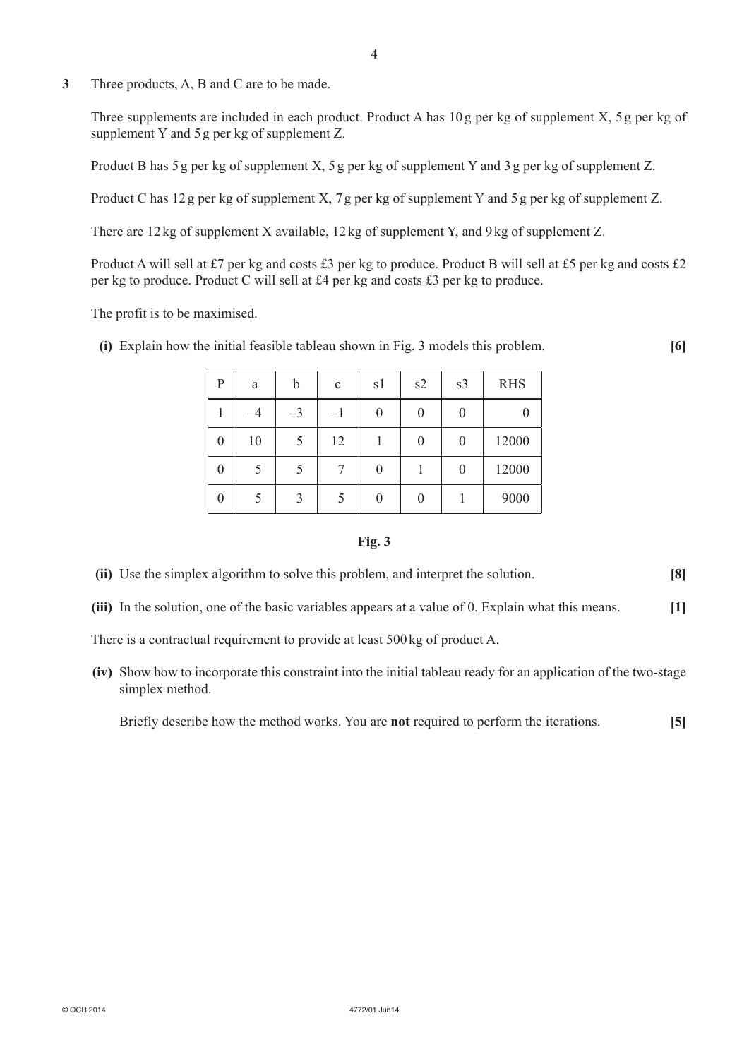**3** Three products, A, B and C are to be made.

Three supplements are included in each product. Product A has 10 g per kg of supplement X, 5 g per kg of supplement Y and 5 g per kg of supplement Z.

Product B has 5 g per kg of supplement X, 5 g per kg of supplement Y and 3 g per kg of supplement Z.

Product C has 12 g per kg of supplement X, 7 g per kg of supplement Y and 5 g per kg of supplement Z.

There are 12 kg of supplement X available, 12 kg of supplement Y, and 9 kg of supplement Z.

Product A will sell at £7 per kg and costs £3 per kg to produce. Product B will sell at £5 per kg and costs £2 per kg to produce. Product C will sell at £4 per kg and costs £3 per kg to produce.

The profit is to be maximised.

**(i)** Explain how the initial feasible tableau shown in Fig. 3 models this problem. **[6]**

| P | a | b | c | s1 | s2 | s3 | RHS |
|---|---|---|---|---|---|---|---|
| 1 | –4 | –3 | –1 | 0 | 0 | 0 | 0 |
| 0 | 10 | 5 | 12 | 1 | 0 | 0 | 12000 |
| 0 | 5 | 5 | 7 | 0 | 1 | 0 | 12000 |
| 0 | 5 | 3 | 5 | 0 | 0 | 1 | 9000 |

**Fig. 3**

**(ii)** Use the simplex algorithm to solve this problem, and interpret the solution. **[8]**

**(iii)** In the solution, one of the basic variables appears at a value of 0. Explain what this means. **[1]**

There is a contractual requirement to provide at least 500 kg of product A.

**(iv)** Show how to incorporate this constraint into the initial tableau ready for an application of the two-stage simplex method.

Briefly describe how the method works. You are **not** required to perform the iterations. **[5]**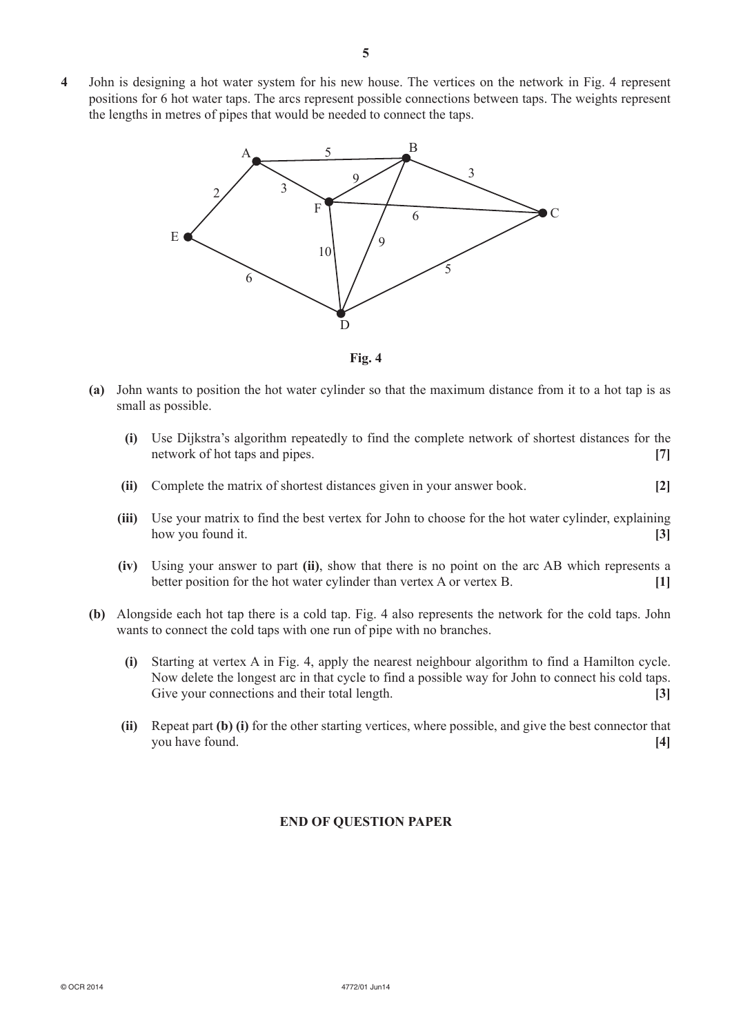**4** John is designing a hot water system for his new house. The vertices on the network in Fig. 4 represent positions for 6 hot water taps. The arcs represent possible connections between taps. The weights represent the lengths in metres of pipes that would be needed to connect the taps.

**Fig. 4**

**(a)** John wants to position the hot water cylinder so that the maximum distance from it to a hot tap is as small as possible.

**(i)** Use Dijkstra's algorithm repeatedly to find the complete network of shortest distances for the network of hot taps and pipes. **[7]**

**(ii)** Complete the matrix of shortest distances given in your answer book. **[2]**

**(iii)** Use your matrix to find the best vertex for John to choose for the hot water cylinder, explaining how you found it. **[3]**

**(iv)** Using your answer to part **(ii)**, show that there is no point on the arc AB which represents a better position for the hot water cylinder than vertex A or vertex B. **[1]**

**(b)** Alongside each hot tap there is a cold tap. Fig. 4 also represents the network for the cold taps. John wants to connect the cold taps with one run of pipe with no branches.

**(i)** Starting at vertex A in Fig. 4, apply the nearest neighbour algorithm to find a Hamilton cycle. Now delete the longest arc in that cycle to find a possible way for John to connect his cold taps. Give your connections and their total length. **[3]**

**(ii)** Repeat part **(b) (i)** for the other starting vertices, where possible, and give the best connector that you have found. **[4]**

**END OF QUESTION PAPER**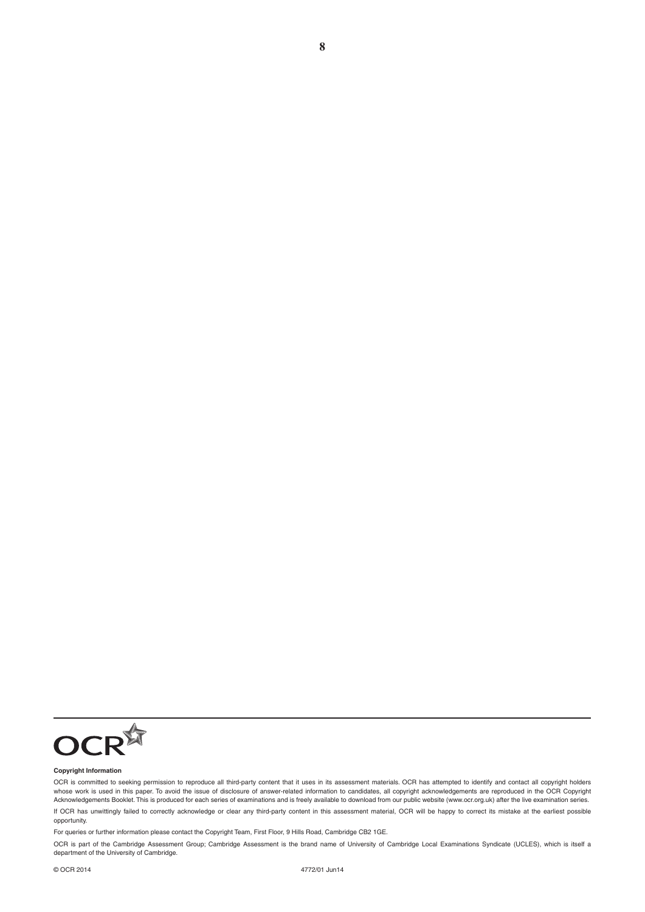**Copyright Information**

OCR is committed to seeking permission to reproduce all third-party content that it uses in its assessment materials. OCR has attempted to identify and contact all copyright holders whose work is used in this paper. To avoid the issue of disclosure of answer-related information to candidates, all copyright acknowledgements are reproduced in the OCR Copyright Acknowledgements Booklet. This is produced for each series of examinations and is freely available to download from our public website (www.ocr.org.uk) after the live examination series.

If OCR has unwittingly failed to correctly acknowledge or clear any third-party content in this assessment material, OCR will be happy to correct its mistake at the earliest possible opportunity.

For queries or further information please contact the Copyright Team, First Floor, 9 Hills Road, Cambridge CB2 1GE.

OCR is part of the Cambridge Assessment Group; Cambridge Assessment is the brand name of University of Cambridge Local Examinations Syndicate (UCLES), which is itself a department of the University of Cambridge.

© OCR 2014 4772/01 Jun14